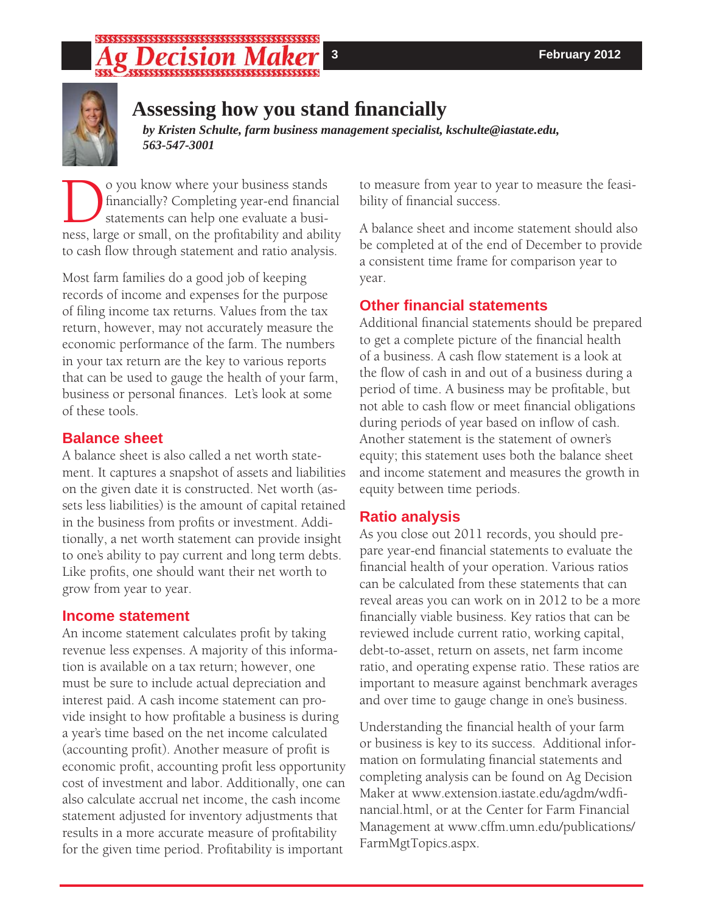# Assessing how you stand financially

***by Kristen Schulte, farm business management specialist, kschulte@iastate.edu, 563-547-3001***

Do you know where your business stands financially? Completing year-end financial statements can help one evaluate a business, large or small, on the profitability and ability to cash flow through statement and ratio analysis.

Most farm families do a good job of keeping records of income and expenses for the purpose of filing income tax returns. Values from the tax return, however, may not accurately measure the economic performance of the farm. The numbers in your tax return are the key to various reports that can be used to gauge the health of your farm, business or personal finances. Let's look at some of these tools.

## Balance sheet

A balance sheet is also called a net worth statement. It captures a snapshot of assets and liabilities on the given date it is constructed. Net worth (assets less liabilities) is the amount of capital retained in the business from profits or investment. Additionally, a net worth statement can provide insight to one's ability to pay current and long term debts. Like profits, one should want their net worth to grow from year to year.

## Income statement

An income statement calculates profit by taking revenue less expenses. A majority of this information is available on a tax return; however, one must be sure to include actual depreciation and interest paid. A cash income statement can provide insight to how profitable a business is during a year's time based on the net income calculated (accounting profit). Another measure of profit is economic profit, accounting profit less opportunity cost of investment and labor. Additionally, one can also calculate accrual net income, the cash income statement adjusted for inventory adjustments that results in a more accurate measure of profitability for the given time period. Profitability is important to measure from year to year to measure the feasibility of financial success.

A balance sheet and income statement should also be completed at of the end of December to provide a consistent time frame for comparison year to year.

## Other financial statements

Additional financial statements should be prepared to get a complete picture of the financial health of a business. A cash flow statement is a look at the flow of cash in and out of a business during a period of time. A business may be profitable, but not able to cash flow or meet financial obligations during periods of year based on inflow of cash. Another statement is the statement of owner's equity; this statement uses both the balance sheet and income statement and measures the growth in equity between time periods.

## Ratio analysis

As you close out 2011 records, you should prepare year-end financial statements to evaluate the financial health of your operation. Various ratios can be calculated from these statements that can reveal areas you can work on in 2012 to be a more financially viable business. Key ratios that can be reviewed include current ratio, working capital, debt-to-asset, return on assets, net farm income ratio, and operating expense ratio. These ratios are important to measure against benchmark averages and over time to gauge change in one's business.

Understanding the financial health of your farm or business is key to its success. Additional information on formulating financial statements and completing analysis can be found on Ag Decision Maker at www.extension.iastate.edu/agdm/wdfinancial.html, or at the Center for Farm Financial Management at www.cffm.umn.edu/publications/FarmMgtTopics.aspx.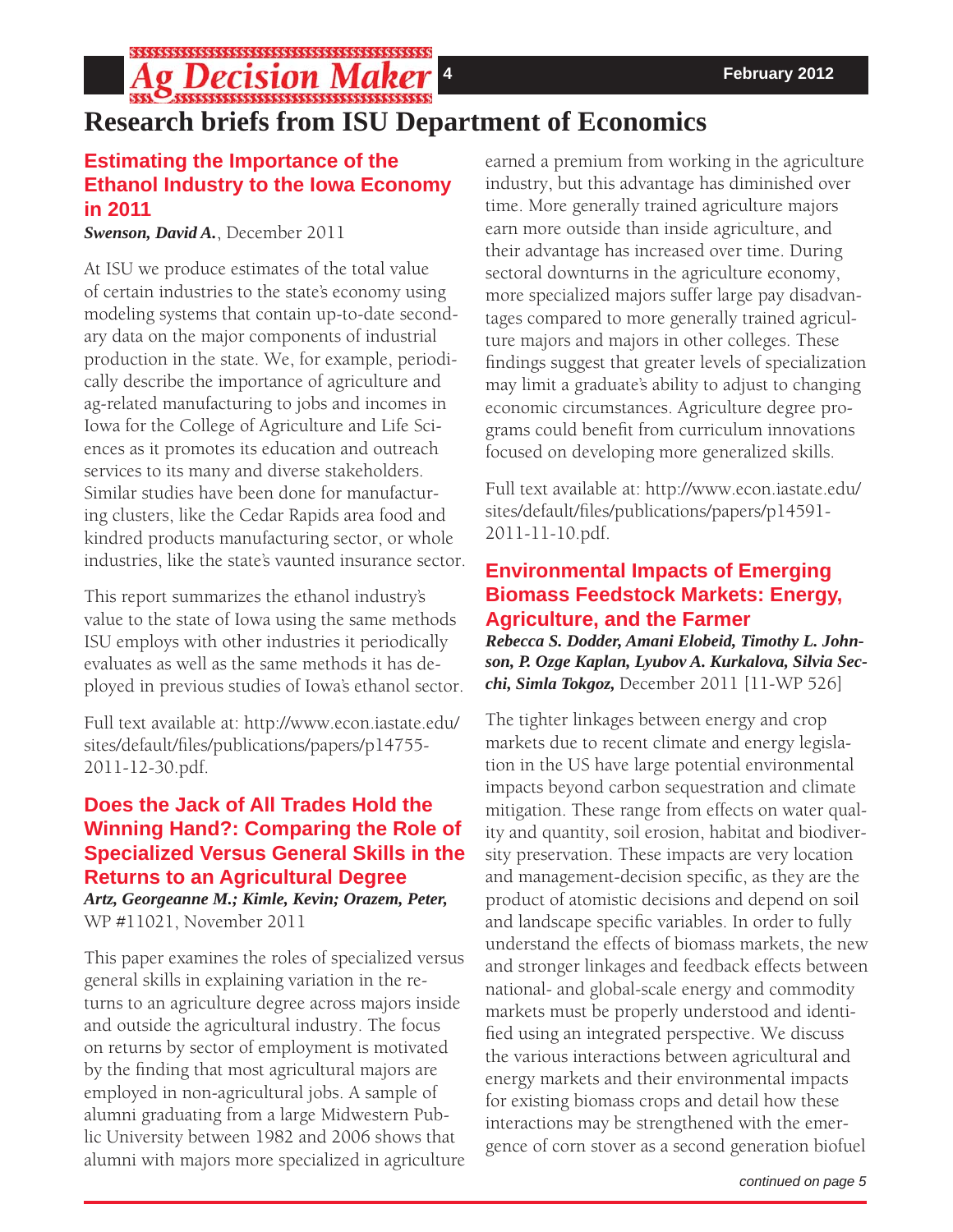# Research briefs from ISU Department of Economics

## Estimating the Importance of the Ethanol Industry to the Iowa Economy in 2011

***Swenson, David A.***, December 2011

At ISU we produce estimates of the total value of certain industries to the state's economy using modeling systems that contain up-to-date secondary data on the major components of industrial production in the state. We, for example, periodically describe the importance of agriculture and ag-related manufacturing to jobs and incomes in Iowa for the College of Agriculture and Life Sciences as it promotes its education and outreach services to its many and diverse stakeholders. Similar studies have been done for manufacturing clusters, like the Cedar Rapids area food and kindred products manufacturing sector, or whole industries, like the state's vaunted insurance sector.

This report summarizes the ethanol industry's value to the state of Iowa using the same methods ISU employs with other industries it periodically evaluates as well as the same methods it has deployed in previous studies of Iowa's ethanol sector.

Full text available at: http://www.econ.iastate.edu/sites/default/files/publications/papers/p14755-2011-12-30.pdf.

## Does the Jack of All Trades Hold the Winning Hand?: Comparing the Role of Specialized Versus General Skills in the Returns to an Agricultural Degree

***Artz, Georgeanne M.; Kimle, Kevin; Orazem, Peter,*** WP #11021, November 2011

This paper examines the roles of specialized versus general skills in explaining variation in the returns to an agriculture degree across majors inside and outside the agricultural industry. The focus on returns by sector of employment is motivated by the finding that most agricultural majors are employed in non-agricultural jobs. A sample of alumni graduating from a large Midwestern Public University between 1982 and 2006 shows that alumni with majors more specialized in agriculture earned a premium from working in the agriculture industry, but this advantage has diminished over time. More generally trained agriculture majors earn more outside than inside agriculture, and their advantage has increased over time. During sectoral downturns in the agriculture economy, more specialized majors suffer large pay disadvantages compared to more generally trained agriculture majors and majors in other colleges. These findings suggest that greater levels of specialization may limit a graduate's ability to adjust to changing economic circumstances. Agriculture degree programs could benefit from curriculum innovations focused on developing more generalized skills.

Full text available at: http://www.econ.iastate.edu/sites/default/files/publications/papers/p14591-2011-11-10.pdf.

## Environmental Impacts of Emerging Biomass Feedstock Markets: Energy, Agriculture, and the Farmer

***Rebecca S. Dodder, Amani Elobeid, Timothy L. Johnson, P. Ozge Kaplan, Lyubov A. Kurkalova, Silvia Secchi, Simla Tokgoz,*** December 2011 [11-WP 526]

The tighter linkages between energy and crop markets due to recent climate and energy legislation in the US have large potential environmental impacts beyond carbon sequestration and climate mitigation. These range from effects on water quality and quantity, soil erosion, habitat and biodiversity preservation. These impacts are very location and management-decision specific, as they are the product of atomistic decisions and depend on soil and landscape specific variables. In order to fully understand the effects of biomass markets, the new and stronger linkages and feedback effects between national- and global-scale energy and commodity markets must be properly understood and identified using an integrated perspective. We discuss the various interactions between agricultural and energy markets and their environmental impacts for existing biomass crops and detail how these interactions may be strengthened with the emergence of corn stover as a second generation biofuel

*continued on page 5*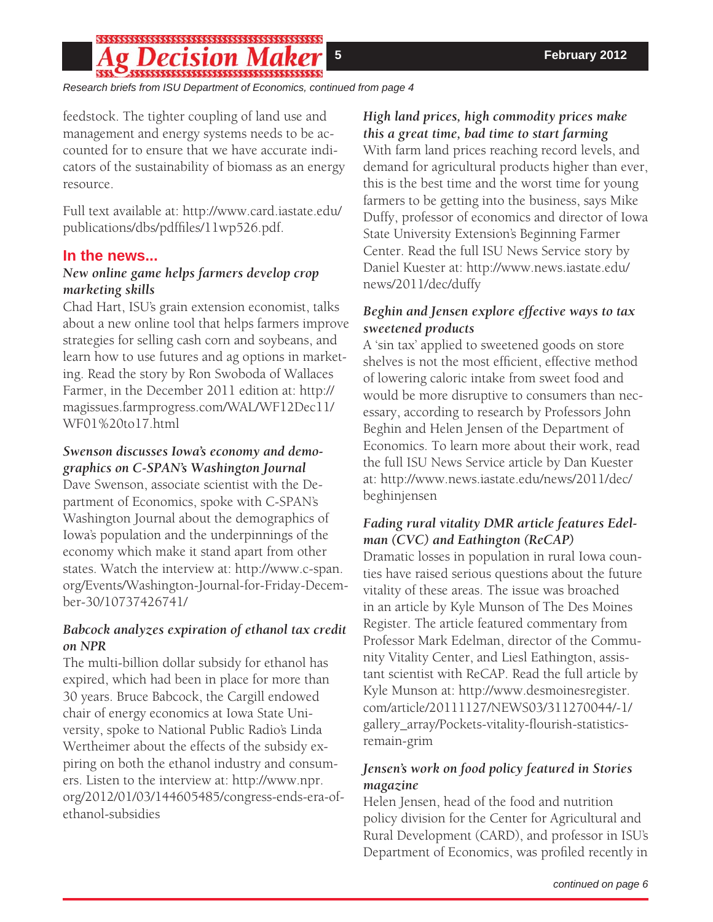*Research briefs from ISU Department of Economics, continued from page 4*

feedstock. The tighter coupling of land use and management and energy systems needs to be accounted for to ensure that we have accurate indicators of the sustainability of biomass as an energy resource.

Full text available at: http://www.card.iastate.edu/publications/dbs/pdffiles/11wp526.pdf.

## In the news...

### *New online game helps farmers develop crop marketing skills*

Chad Hart, ISU's grain extension economist, talks about a new online tool that helps farmers improve strategies for selling cash corn and soybeans, and learn how to use futures and ag options in marketing. Read the story by Ron Swoboda of Wallaces Farmer, in the December 2011 edition at: http://magissues.farmprogress.com/WAL/WF12Dec11/WF01%20to17.html

### *Swenson discusses Iowa's economy and demographics on C-SPAN's Washington Journal*

Dave Swenson, associate scientist with the Department of Economics, spoke with C-SPAN's Washington Journal about the demographics of Iowa's population and the underpinnings of the economy which make it stand apart from other states. Watch the interview at: http://www.c-span.org/Events/Washington-Journal-for-Friday-December-30/10737426741/

### *Babcock analyzes expiration of ethanol tax credit on NPR*

The multi-billion dollar subsidy for ethanol has expired, which had been in place for more than 30 years. Bruce Babcock, the Cargill endowed chair of energy economics at Iowa State University, spoke to National Public Radio's Linda Wertheimer about the effects of the subsidy expiring on both the ethanol industry and consumers. Listen to the interview at: http://www.npr.org/2012/01/03/144605485/congress-ends-era-of-ethanol-subsidies

### *High land prices, high commodity prices make this a great time, bad time to start farming*

With farm land prices reaching record levels, and demand for agricultural products higher than ever, this is the best time and the worst time for young farmers to be getting into the business, says Mike Duffy, professor of economics and director of Iowa State University Extension's Beginning Farmer Center. Read the full ISU News Service story by Daniel Kuester at: http://www.news.iastate.edu/news/2011/dec/duffy

### *Beghin and Jensen explore effective ways to tax sweetened products*

A 'sin tax' applied to sweetened goods on store shelves is not the most efficient, effective method of lowering caloric intake from sweet food and would be more disruptive to consumers than necessary, according to research by Professors John Beghin and Helen Jensen of the Department of Economics. To learn more about their work, read the full ISU News Service article by Dan Kuester at: http://www.news.iastate.edu/news/2011/dec/beghinjensen

### *Fading rural vitality DMR article features Edelman (CVC) and Eathington (ReCAP)*

Dramatic losses in population in rural Iowa counties have raised serious questions about the future vitality of these areas. The issue was broached in an article by Kyle Munson of The Des Moines Register. The article featured commentary from Professor Mark Edelman, director of the Community Vitality Center, and Liesl Eathington, assistant scientist with ReCAP. Read the full article by Kyle Munson at: http://www.desmoinesregister.com/article/20111127/NEWS03/311270044/-1/gallery_array/Pockets-vitality-flourish-statistics-remain-grim

### *Jensen's work on food policy featured in Stories magazine*

Helen Jensen, head of the food and nutrition policy division for the Center for Agricultural and Rural Development (CARD), and professor in ISU's Department of Economics, was profiled recently in

*continued on page 6*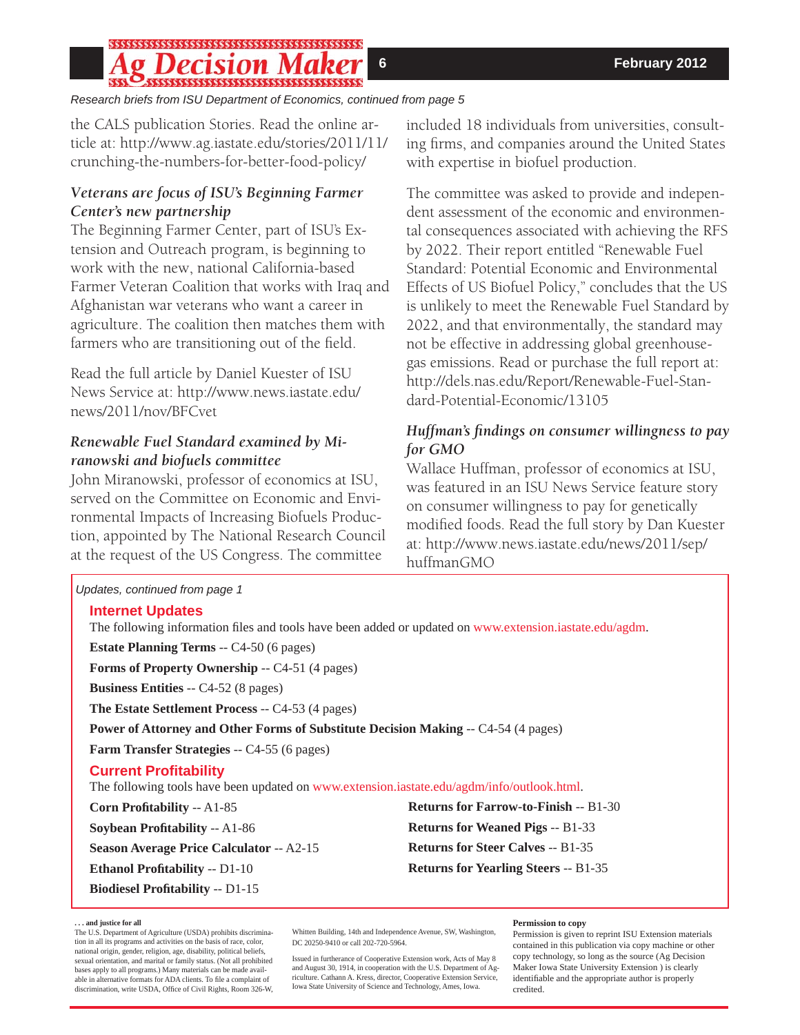*Research briefs from ISU Department of Economics, continued from page 5*

the CALS publication Stories. Read the online article at: http://www.ag.iastate.edu/stories/2011/11/crunching-the-numbers-for-better-food-policy/

### *Veterans are focus of ISU's Beginning Farmer Center's new partnership*

The Beginning Farmer Center, part of ISU's Extension and Outreach program, is beginning to work with the new, national California-based Farmer Veteran Coalition that works with Iraq and Afghanistan war veterans who want a career in agriculture. The coalition then matches them with farmers who are transitioning out of the field.

Read the full article by Daniel Kuester of ISU News Service at: http://www.news.iastate.edu/news/2011/nov/BFCvet

### *Renewable Fuel Standard examined by Miranowski and biofuels committee*

John Miranowski, professor of economics at ISU, served on the Committee on Economic and Environmental Impacts of Increasing Biofuels Production, appointed by The National Research Council at the request of the US Congress. The committee included 18 individuals from universities, consulting firms, and companies around the United States with expertise in biofuel production.

The committee was asked to provide and independent assessment of the economic and environmental consequences associated with achieving the RFS by 2022. Their report entitled "Renewable Fuel Standard: Potential Economic and Environmental Effects of US Biofuel Policy," concludes that the US is unlikely to meet the Renewable Fuel Standard by 2022, and that environmentally, the standard may not be effective in addressing global greenhouse-gas emissions. Read or purchase the full report at: http://dels.nas.edu/Report/Renewable-Fuel-Standard-Potential-Economic/13105

### *Huffman's findings on consumer willingness to pay for GMO*

Wallace Huffman, professor of economics at ISU, was featured in an ISU News Service feature story on consumer willingness to pay for genetically modified foods. Read the full story by Dan Kuester at: http://www.news.iastate.edu/news/2011/sep/huffmanGMO

---

*Updates, continued from page 1*

## Internet Updates

The following information files and tools have been added or updated on www.extension.iastate.edu/agdm.

**Estate Planning Terms** -- C4-50 (6 pages)

**Forms of Property Ownership** -- C4-51 (4 pages)

**Business Entities** -- C4-52 (8 pages)

**The Estate Settlement Process** -- C4-53 (4 pages)

**Power of Attorney and Other Forms of Substitute Decision Making** -- C4-54 (4 pages)

**Farm Transfer Strategies** -- C4-55 (6 pages)

## Current Profitability

The following tools have been updated on www.extension.iastate.edu/agdm/info/outlook.html.

**Corn Profitability** -- A1-85

**Soybean Profitability** -- A1-86

**Season Average Price Calculator** -- A2-15

**Ethanol Profitability** -- D1-10

**Biodiesel Profitability** -- D1-15

**Returns for Farrow-to-Finish** -- B1-30

**Returns for Weaned Pigs** -- B1-33

**Returns for Steer Calves** -- B1-35

**Returns for Yearling Steers** -- B1-35

---

**. . . and justice for all**

The U.S. Department of Agriculture (USDA) prohibits discrimination in all its programs and activities on the basis of race, color, national origin, gender, religion, age, disability, political beliefs, sexual orientation, and marital or family status. (Not all prohibited bases apply to all programs.) Many materials can be made available in alternative formats for ADA clients. To file a complaint of discrimination, write USDA, Office of Civil Rights, Room 326-W, Whitten Building, 14th and Independence Avenue, SW, Washington, DC 20250-9410 or call 202-720-5964.

Issued in furtherance of Cooperative Extension work, Acts of May 8 and August 30, 1914, in cooperation with the U.S. Department of Agriculture. Cathann A. Kress, director, Cooperative Extension Service, Iowa State University of Science and Technology, Ames, Iowa.

**Permission to copy**

Permission is given to reprint ISU Extension materials contained in this publication via copy machine or other copy technology, so long as the source (Ag Decision Maker Iowa State University Extension ) is clearly identifiable and the appropriate author is properly credited.